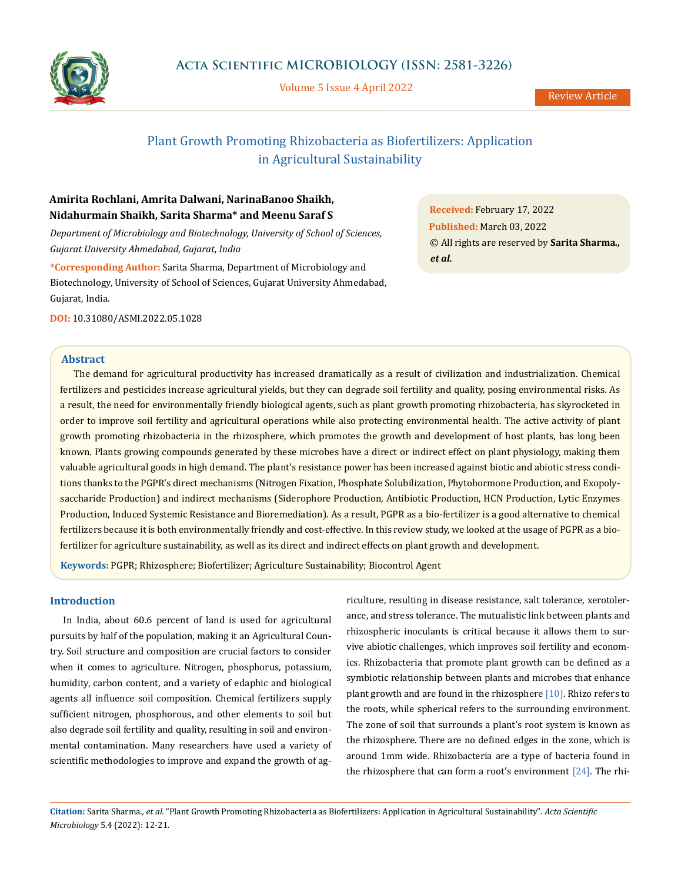# Plant Growth Promoting Rhizobacteria as Biofertilizers: Application in Agricultural Sustainability

**Amirita Rochlani, Amrita Dalwani, NarinaBanoo Shaikh, Nidahurmain Shaikh, Sarita Sharma* and Meenu Saraf S**

*Department of Microbiology and Biotechnology, University of School of Sciences, Gujarat University Ahmedabad, Gujarat, India*

**\*Corresponding Author:** Sarita Sharma, Department of Microbiology and Biotechnology, University of School of Sciences, Gujarat University Ahmedabad, Gujarat, India.

**DOI:** 10.31080/ASMI.2022.05.1028

**Received:** February 17, 2022
**Published:** March 03, 2022
© All rights are reserved by **Sarita Sharma., et al.**

## Abstract

The demand for agricultural productivity has increased dramatically as a result of civilization and industrialization. Chemical fertilizers and pesticides increase agricultural yields, but they can degrade soil fertility and quality, posing environmental risks. As a result, the need for environmentally friendly biological agents, such as plant growth promoting rhizobacteria, has skyrocketed in order to improve soil fertility and agricultural operations while also protecting environmental health. The active activity of plant growth promoting rhizobacteria in the rhizosphere, which promotes the growth and development of host plants, has long been known. Plants growing compounds generated by these microbes have a direct or indirect effect on plant physiology, making them valuable agricultural goods in high demand. The plant's resistance power has been increased against biotic and abiotic stress conditions thanks to the PGPR's direct mechanisms (Nitrogen Fixation, Phosphate Solubilization, Phytohormone Production, and Exopolysaccharide Production) and indirect mechanisms (Siderophore Production, Antibiotic Production, HCN Production, Lytic Enzymes Production, Induced Systemic Resistance and Bioremediation). As a result, PGPR as a bio-fertilizer is a good alternative to chemical fertilizers because it is both environmentally friendly and cost-effective. In this review study, we looked at the usage of PGPR as a bio-fertilizer for agriculture sustainability, as well as its direct and indirect effects on plant growth and development.

**Keywords:** PGPR; Rhizosphere; Biofertilizer; Agriculture Sustainability; Biocontrol Agent

## Introduction

In India, about 60.6 percent of land is used for agricultural pursuits by half of the population, making it an Agricultural Country. Soil structure and composition are crucial factors to consider when it comes to agriculture. Nitrogen, phosphorus, potassium, humidity, carbon content, and a variety of edaphic and biological agents all influence soil composition. Chemical fertilizers supply sufficient nitrogen, phosphorous, and other elements to soil but also degrade soil fertility and quality, resulting in soil and environmental contamination. Many researchers have used a variety of scientific methodologies to improve and expand the growth of agriculture, resulting in disease resistance, salt tolerance, xerotolerance, and stress tolerance. The mutualistic link between plants and rhizospheric inoculants is critical because it allows them to survive abiotic challenges, which improves soil fertility and economics. Rhizobacteria that promote plant growth can be defined as a symbiotic relationship between plants and microbes that enhance plant growth and are found in the rhizosphere [10]. Rhizo refers to the roots, while spherical refers to the surrounding environment. The zone of soil that surrounds a plant's root system is known as the rhizosphere. There are no defined edges in the zone, which is around 1mm wide. Rhizobacteria are a type of bacteria found in the rhizosphere that can form a root's environment [24]. The rhi-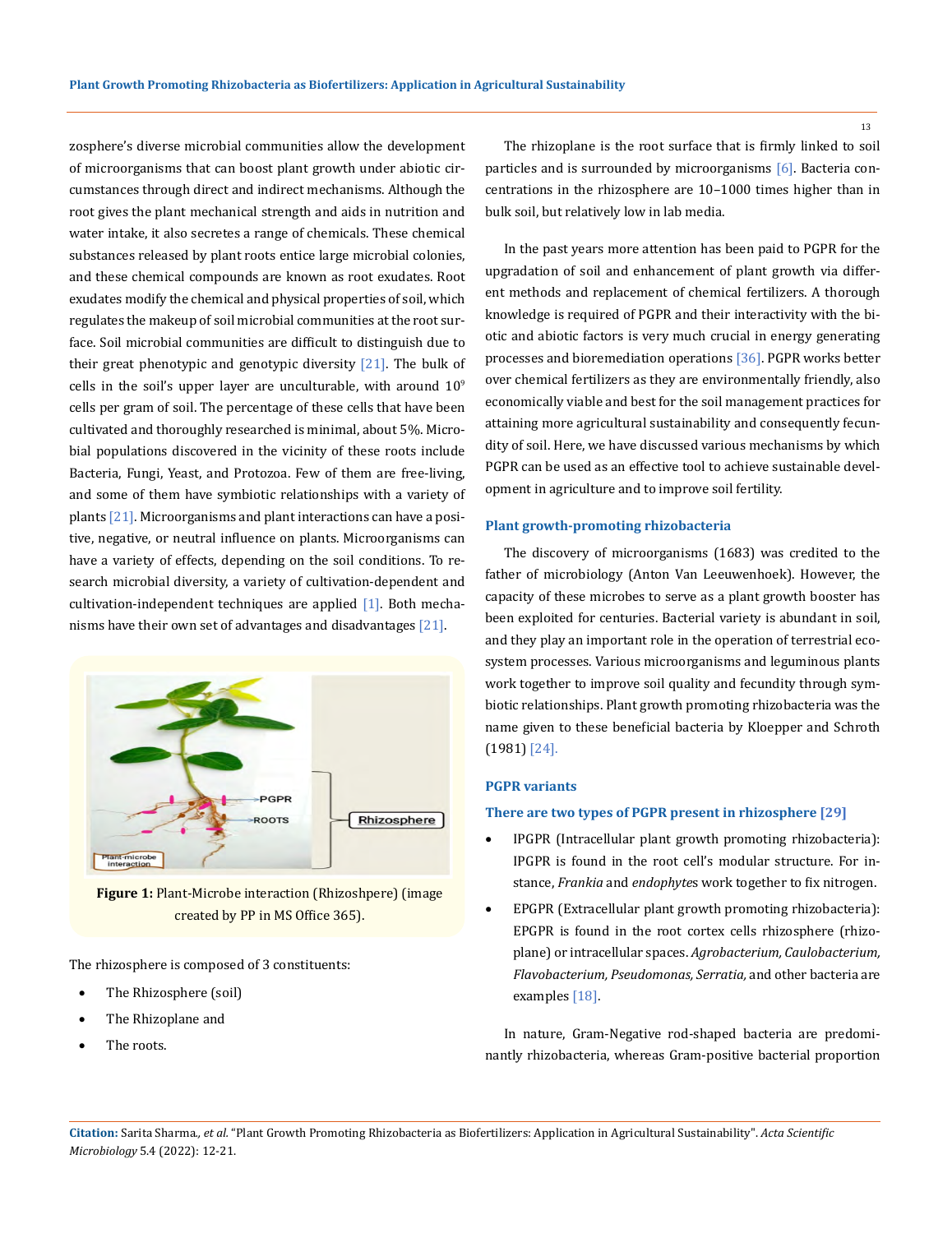zosphere's diverse microbial communities allow the development of microorganisms that can boost plant growth under abiotic circumstances through direct and indirect mechanisms. Although the root gives the plant mechanical strength and aids in nutrition and water intake, it also secretes a range of chemicals. These chemical substances released by plant roots entice large microbial colonies, and these chemical compounds are known as root exudates. Root exudates modify the chemical and physical properties of soil, which regulates the makeup of soil microbial communities at the root surface. Soil microbial communities are difficult to distinguish due to their great phenotypic and genotypic diversity [21]. The bulk of cells in the soil's upper layer are unculturable, with around $10^9$ cells per gram of soil. The percentage of these cells that have been cultivated and thoroughly researched is minimal, about 5%. Microbial populations discovered in the vicinity of these roots include Bacteria, Fungi, Yeast, and Protozoa. Few of them are free-living, and some of them have symbiotic relationships with a variety of plants [21]. Microorganisms and plant interactions can have a positive, negative, or neutral influence on plants. Microorganisms can have a variety of effects, depending on the soil conditions. To research microbial diversity, a variety of cultivation-dependent and cultivation-independent techniques are applied [1]. Both mechanisms have their own set of advantages and disadvantages [21].

**Figure 1:** Plant-Microbe interaction (Rhizoshpere) (image created by PP in MS Office 365).

The rhizosphere is composed of 3 constituents:

- The Rhizosphere (soil)
- The Rhizoplane and
- The roots.

The rhizoplane is the root surface that is firmly linked to soil particles and is surrounded by microorganisms [6]. Bacteria concentrations in the rhizosphere are 10–1000 times higher than in bulk soil, but relatively low in lab media.

In the past years more attention has been paid to PGPR for the upgradation of soil and enhancement of plant growth via different methods and replacement of chemical fertilizers. A thorough knowledge is required of PGPR and their interactivity with the biotic and abiotic factors is very much crucial in energy generating processes and bioremediation operations [36]. PGPR works better over chemical fertilizers as they are environmentally friendly, also economically viable and best for the soil management practices for attaining more agricultural sustainability and consequently fecundity of soil. Here, we have discussed various mechanisms by which PGPR can be used as an effective tool to achieve sustainable development in agriculture and to improve soil fertility.

## Plant growth-promoting rhizobacteria

The discovery of microorganisms (1683) was credited to the father of microbiology (Anton Van Leeuwenhoek). However, the capacity of these microbes to serve as a plant growth booster has been exploited for centuries. Bacterial variety is abundant in soil, and they play an important role in the operation of terrestrial ecosystem processes. Various microorganisms and leguminous plants work together to improve soil quality and fecundity through symbiotic relationships. Plant growth promoting rhizobacteria was the name given to these beneficial bacteria by Kloepper and Schroth (1981) [24].

## PGPR variants

### There are two types of PGPR present in rhizosphere [29]

- IPGPR (Intracellular plant growth promoting rhizobacteria): IPGPR is found in the root cell's modular structure. For instance, *Frankia* and *endophyte*s work together to fix nitrogen.
- EPGPR (Extracellular plant growth promoting rhizobacteria): EPGPR is found in the root cortex cells rhizosphere (rhizoplane) or intracellular spaces. *Agrobacterium, Caulobacterium, Flavobacterium, Pseudomonas, Serratia,* and other bacteria are examples [18].

In nature, Gram-Negative rod-shaped bacteria are predominantly rhizobacteria, whereas Gram-positive bacterial proportion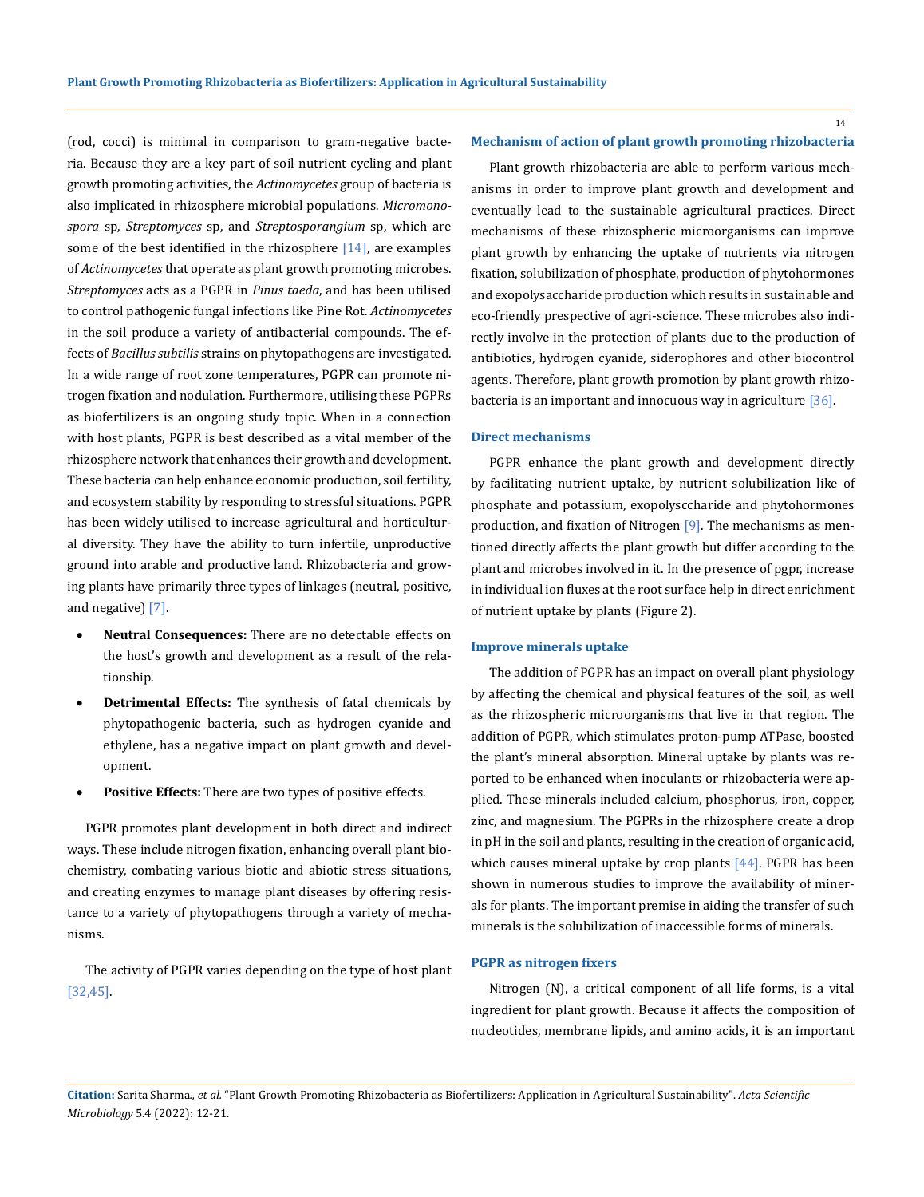(rod, cocci) is minimal in comparison to gram-negative bacteria. Because they are a key part of soil nutrient cycling and plant growth promoting activities, the *Actinomycetes* group of bacteria is also implicated in rhizosphere microbial populations. *Micromonospora* sp, *Streptomyces* sp, and *Streptosporangium* sp, which are some of the best identified in the rhizosphere [14], are examples of *Actinomycetes* that operate as plant growth promoting microbes. *Streptomyces* acts as a PGPR in *Pinus taeda*, and has been utilised to control pathogenic fungal infections like Pine Rot. *Actinomycetes* in the soil produce a variety of antibacterial compounds. The effects of *Bacillus subtilis* strains on phytopathogens are investigated. In a wide range of root zone temperatures, PGPR can promote nitrogen fixation and nodulation. Furthermore, utilising these PGPRs as biofertilizers is an ongoing study topic. When in a connection with host plants, PGPR is best described as a vital member of the rhizosphere network that enhances their growth and development. These bacteria can help enhance economic production, soil fertility, and ecosystem stability by responding to stressful situations. PGPR has been widely utilised to increase agricultural and horticultural diversity. They have the ability to turn infertile, unproductive ground into arable and productive land. Rhizobacteria and growing plants have primarily three types of linkages (neutral, positive, and negative) [7].

- **Neutral Consequences:** There are no detectable effects on the host's growth and development as a result of the relationship.
- **Detrimental Effects:** The synthesis of fatal chemicals by phytopathogenic bacteria, such as hydrogen cyanide and ethylene, has a negative impact on plant growth and development.
- **Positive Effects:** There are two types of positive effects.

PGPR promotes plant development in both direct and indirect ways. These include nitrogen fixation, enhancing overall plant biochemistry, combating various biotic and abiotic stress situations, and creating enzymes to manage plant diseases by offering resistance to a variety of phytopathogens through a variety of mechanisms.

The activity of PGPR varies depending on the type of host plant [32,45].

### Mechanism of action of plant growth promoting rhizobacteria

Plant growth rhizobacteria are able to perform various mechanisms in order to improve plant growth and development and eventually lead to the sustainable agricultural practices. Direct mechanisms of these rhizospheric microorganisms can improve plant growth by enhancing the uptake of nutrients via nitrogen fixation, solubilization of phosphate, production of phytohormones and exopolysaccharide production which results in sustainable and eco-friendly prespective of agri-science. These microbes also indirectly involve in the protection of plants due to the production of antibiotics, hydrogen cyanide, siderophores and other biocontrol agents. Therefore, plant growth promotion by plant growth rhizobacteria is an important and innocuous way in agriculture [36].

### Direct mechanisms

PGPR enhance the plant growth and development directly by facilitating nutrient uptake, by nutrient solubilization like of phosphate and potassium, exopolysccharide and phytohormones production, and fixation of Nitrogen [9]. The mechanisms as mentioned directly affects the plant growth but differ according to the plant and microbes involved in it. In the presence of pgpr, increase in individual ion fluxes at the root surface help in direct enrichment of nutrient uptake by plants (Figure 2).

### Improve minerals uptake

The addition of PGPR has an impact on overall plant physiology by affecting the chemical and physical features of the soil, as well as the rhizospheric microorganisms that live in that region. The addition of PGPR, which stimulates proton-pump ATPase, boosted the plant's mineral absorption. Mineral uptake by plants was reported to be enhanced when inoculants or rhizobacteria were applied. These minerals included calcium, phosphorus, iron, copper, zinc, and magnesium. The PGPRs in the rhizosphere create a drop in pH in the soil and plants, resulting in the creation of organic acid, which causes mineral uptake by crop plants [44]. PGPR has been shown in numerous studies to improve the availability of minerals for plants. The important premise in aiding the transfer of such minerals is the solubilization of inaccessible forms of minerals.

### PGPR as nitrogen fixers

Nitrogen (N), a critical component of all life forms, is a vital ingredient for plant growth. Because it affects the composition of nucleotides, membrane lipids, and amino acids, it is an important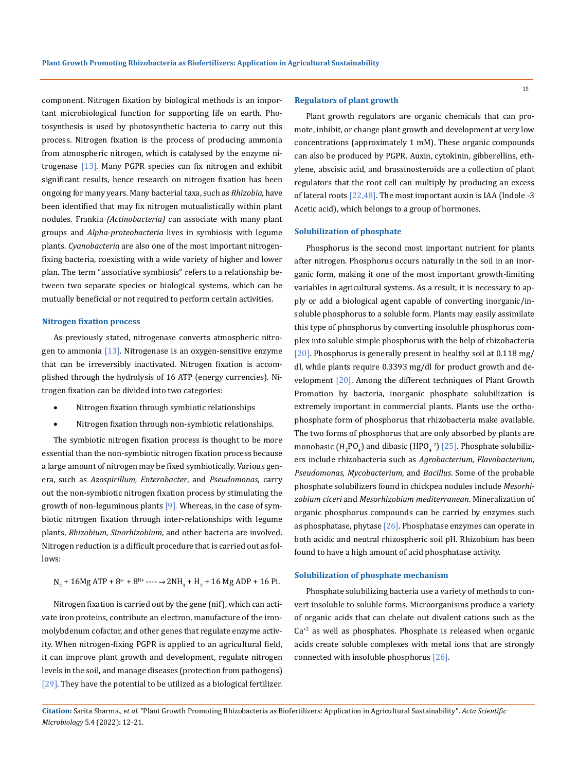component. Nitrogen fixation by biological methods is an important microbiological function for supporting life on earth. Photosynthesis is used by photosynthetic bacteria to carry out this process. Nitrogen fixation is the process of producing ammonia from atmospheric nitrogen, which is catalysed by the enzyme nitrogenase [13]. Many PGPR species can fix nitrogen and exhibit significant results, hence research on nitrogen fixation has been ongoing for many years. Many bacterial taxa, such as *Rhizobia*, have been identified that may fix nitrogen mutualistically within plant nodules. Frankia *(Actinobacteria)* can associate with many plant groups and *Alpha-proteobacteria* lives in symbiosis with legume plants. *Cyanobacteria* are also one of the most important nitrogen-fixing bacteria, coexisting with a wide variety of higher and lower plan. The term "associative symbiosis" refers to a relationship between two separate species or biological systems, which can be mutually beneficial or not required to perform certain activities.

### Nitrogen fixation process

As previously stated, nitrogenase converts atmospheric nitrogen to ammonia [13]. Nitrogenase is an oxygen-sensitive enzyme that can be irreversibly inactivated. Nitrogen fixation is accomplished through the hydrolysis of 16 ATP (energy currencies). Nitrogen fixation can be divided into two categories:

- Nitrogen fixation through symbiotic relationships
- Nitrogen fixation through non-symbiotic relationships.

The symbiotic nitrogen fixation process is thought to be more essential than the non-symbiotic nitrogen fixation process because a large amount of nitrogen may be fixed symbiotically. Various genera, such as *Azospirillum, Enterobacter*, and *Pseudomonas,* carry out the non-symbiotic nitrogen fixation process by stimulating the growth of non-leguminous plants [9]. Whereas, in the case of symbiotic nitrogen fixation through inter-relationships with legume plants, *Rhizobium, Sinorhizobium*, and other bacteria are involved. Nitrogen reduction is a difficult procedure that is carried out as follows:

$$N_2 + 16Mg\,ATP + 8^{e-} + 8^{H+} \text{----}\rightarrow 2NH_3 + H_2 + 16\,Mg\,ADP + 16\,Pi.$$

Nitrogen fixation is carried out by the gene (nif), which can activate iron proteins, contribute an electron, manufacture of the iron-molybdenum cofactor, and other genes that regulate enzyme activity. When nitrogen-fixing PGPR is applied to an agricultural field, it can improve plant growth and development, regulate nitrogen levels in the soil, and manage diseases (protection from pathogens) [29]. They have the potential to be utilized as a biological fertilizer.

### Regulators of plant growth

Plant growth regulators are organic chemicals that can promote, inhibit, or change plant growth and development at very low concentrations (approximately 1 mM). These organic compounds can also be produced by PGPR. Auxin, cytokinin, gibberellins, ethylene, abscisic acid, and brassinosteroids are a collection of plant regulators that the root cell can multiply by producing an excess of lateral roots [22,48]. The most important auxin is IAA (Indole -3 Acetic acid), which belongs to a group of hormones.

### Solubilization of phosphate

Phosphorus is the second most important nutrient for plants after nitrogen. Phosphorus occurs naturally in the soil in an inorganic form, making it one of the most important growth-limiting variables in agricultural systems. As a result, it is necessary to apply or add a biological agent capable of converting inorganic/insoluble phosphorus to a soluble form. Plants may easily assimilate this type of phosphorus by converting insoluble phosphorus complex into soluble simple phosphorus with the help of rhizobacteria [20]. Phosphorus is generally present in healthy soil at 0.118 mg/dl, while plants require 0.3393 mg/dl for product growth and development [20]. Among the different techniques of Plant Growth Promotion by bacteria, inorganic phosphate solubilization is extremely important in commercial plants. Plants use the orthophosphate form of phosphorus that rhizobacteria make available. The two forms of phosphorus that are only absorbed by plants are monobasic ($H_2PO_4$) and dibasic ($HPO_4^{-2}$) [25]. Phosphate solubilizers include rhizobacteria such as *Agrobacterium, Flavobacterium, Pseudomonas, Mycobacterium*, and *Bacillus*. Some of the probable phosphate solubilizers found in chickpea nodules include *Mesorhizobium ciceri* and *Mesorhizobium mediterranean*. Mineralization of organic phosphorus compounds can be carried by enzymes such as phosphatase, phytase [26]. Phosphatase enzymes can operate in both acidic and neutral rhizospheric soil pH. Rhizobium has been found to have a high amount of acid phosphatase activity.

### Solubilization of phosphate mechanism

Phosphate solubilizing bacteria use a variety of methods to convert insoluble to soluble forms. Microorganisms produce a variety of organic acids that can chelate out divalent cations such as the $Ca^{+2}$ as well as phosphates. Phosphate is released when organic acids create soluble complexes with metal ions that are strongly connected with insoluble phosphorus [26].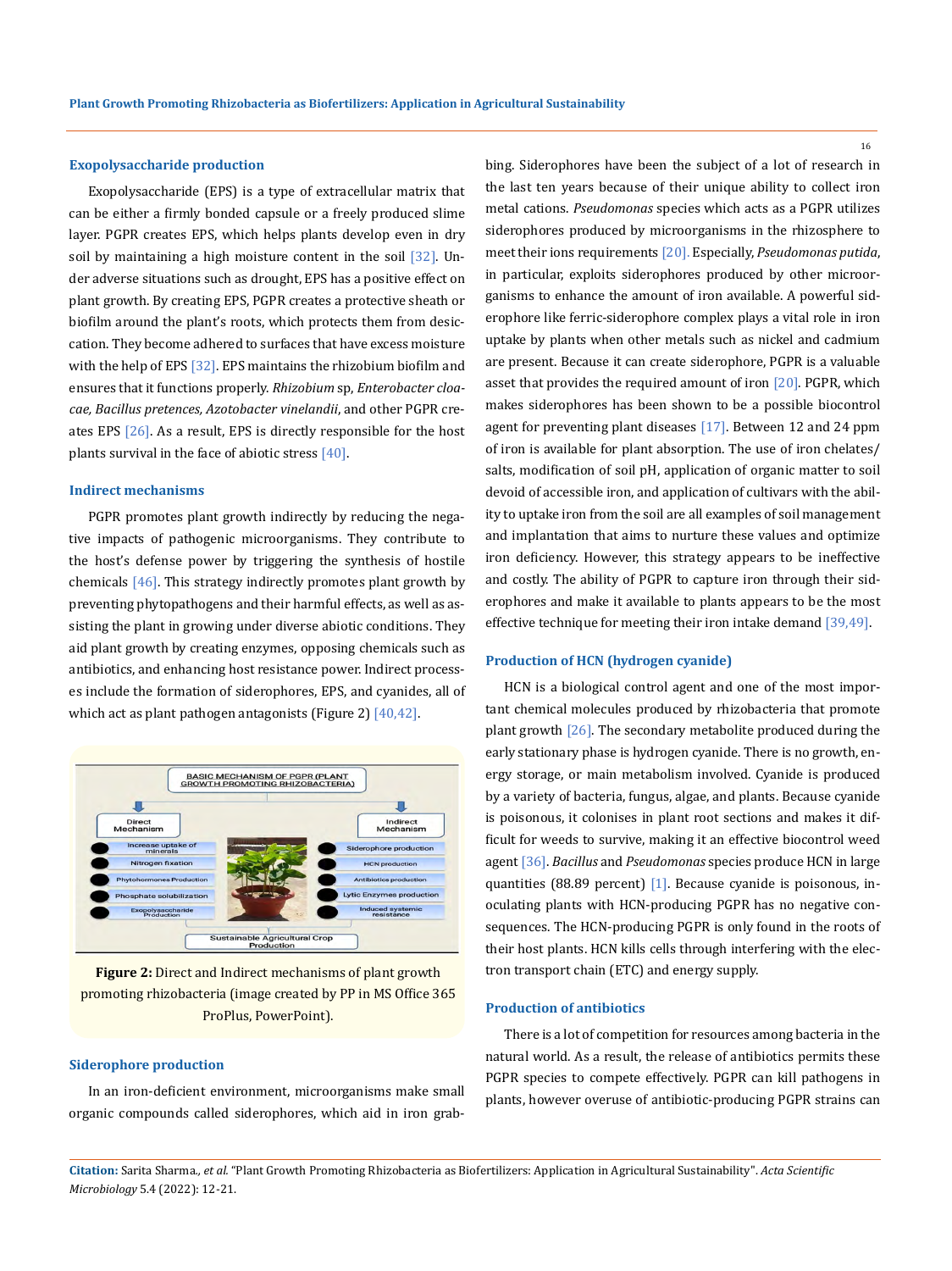### Exopolysaccharide production

Exopolysaccharide (EPS) is a type of extracellular matrix that can be either a firmly bonded capsule or a freely produced slime layer. PGPR creates EPS, which helps plants develop even in dry soil by maintaining a high moisture content in the soil [32]. Under adverse situations such as drought, EPS has a positive effect on plant growth. By creating EPS, PGPR creates a protective sheath or biofilm around the plant's roots, which protects them from desiccation. They become adhered to surfaces that have excess moisture with the help of EPS [32]. EPS maintains the rhizobium biofilm and ensures that it functions properly. *Rhizobium* sp, *Enterobacter cloacae, Bacillus pretences, Azotobacter vinelandii*, and other PGPR creates EPS [26]. As a result, EPS is directly responsible for the host plants survival in the face of abiotic stress [40].

### Indirect mechanisms

PGPR promotes plant growth indirectly by reducing the negative impacts of pathogenic microorganisms. They contribute to the host's defense power by triggering the synthesis of hostile chemicals [46]. This strategy indirectly promotes plant growth by preventing phytopathogens and their harmful effects, as well as assisting the plant in growing under diverse abiotic conditions. They aid plant growth by creating enzymes, opposing chemicals such as antibiotics, and enhancing host resistance power. Indirect processes include the formation of siderophores, EPS, and cyanides, all of which act as plant pathogen antagonists (Figure 2) [40,42].

**Figure 2:** Direct and Indirect mechanisms of plant growth promoting rhizobacteria (image created by PP in MS Office 365 ProPlus, PowerPoint).

### Siderophore production

In an iron-deficient environment, microorganisms make small organic compounds called siderophores, which aid in iron grabbing. Siderophores have been the subject of a lot of research in the last ten years because of their unique ability to collect iron metal cations. *Pseudomonas* species which acts as a PGPR utilizes siderophores produced by microorganisms in the rhizosphere to meet their ions requirements [20]. Especially, *Pseudomonas putida*, in particular, exploits siderophores produced by other microorganisms to enhance the amount of iron available. A powerful siderophore like ferric-siderophore complex plays a vital role in iron uptake by plants when other metals such as nickel and cadmium are present. Because it can create siderophore, PGPR is a valuable asset that provides the required amount of iron [20]. PGPR, which makes siderophores has been shown to be a possible biocontrol agent for preventing plant diseases [17]. Between 12 and 24 ppm of iron is available for plant absorption. The use of iron chelates/salts, modification of soil pH, application of organic matter to soil devoid of accessible iron, and application of cultivars with the ability to uptake iron from the soil are all examples of soil management and implantation that aims to nurture these values and optimize iron deficiency. However, this strategy appears to be ineffective and costly. The ability of PGPR to capture iron through their siderophores and make it available to plants appears to be the most effective technique for meeting their iron intake demand [39,49].

### Production of HCN (hydrogen cyanide)

HCN is a biological control agent and one of the most important chemical molecules produced by rhizobacteria that promote plant growth [26]. The secondary metabolite produced during the early stationary phase is hydrogen cyanide. There is no growth, energy storage, or main metabolism involved. Cyanide is produced by a variety of bacteria, fungus, algae, and plants. Because cyanide is poisonous, it colonises in plant root sections and makes it difficult for weeds to survive, making it an effective biocontrol weed agent [36]. *Bacillus* and *Pseudomonas* species produce HCN in large quantities (88.89 percent) [1]. Because cyanide is poisonous, inoculating plants with HCN-producing PGPR has no negative consequences. The HCN-producing PGPR is only found in the roots of their host plants. HCN kills cells through interfering with the electron transport chain (ETC) and energy supply.

### Production of antibiotics

There is a lot of competition for resources among bacteria in the natural world. As a result, the release of antibiotics permits these PGPR species to compete effectively. PGPR can kill pathogens in plants, however overuse of antibiotic-producing PGPR strains can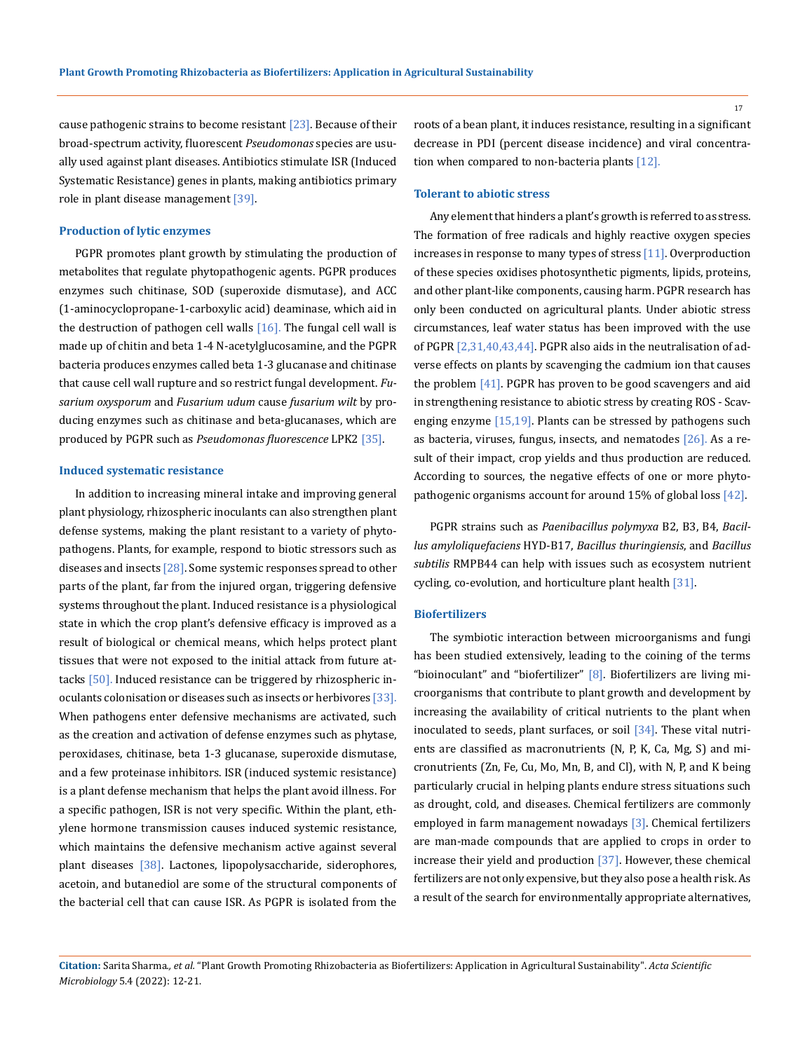cause pathogenic strains to become resistant [23]. Because of their broad-spectrum activity, fluorescent *Pseudomonas* species are usually used against plant diseases. Antibiotics stimulate ISR (Induced Systematic Resistance) genes in plants, making antibiotics primary role in plant disease management [39].

### Production of lytic enzymes

PGPR promotes plant growth by stimulating the production of metabolites that regulate phytopathogenic agents. PGPR produces enzymes such chitinase, SOD (superoxide dismutase), and ACC (1-aminocyclopropane-1-carboxylic acid) deaminase, which aid in the destruction of pathogen cell walls [16]. The fungal cell wall is made up of chitin and beta 1-4 N-acetylglucosamine, and the PGPR bacteria produces enzymes called beta 1-3 glucanase and chitinase that cause cell wall rupture and so restrict fungal development. *Fusarium oxysporum* and *Fusarium udum* cause *fusarium wilt* by producing enzymes such as chitinase and beta-glucanases, which are produced by PGPR such as *Pseudomonas fluorescence* LPK2 [35].

### Induced systematic resistance

In addition to increasing mineral intake and improving general plant physiology, rhizospheric inoculants can also strengthen plant defense systems, making the plant resistant to a variety of phytopathogens. Plants, for example, respond to biotic stressors such as diseases and insects [28]. Some systemic responses spread to other parts of the plant, far from the injured organ, triggering defensive systems throughout the plant. Induced resistance is a physiological state in which the crop plant's defensive efficacy is improved as a result of biological or chemical means, which helps protect plant tissues that were not exposed to the initial attack from future attacks [50]. Induced resistance can be triggered by rhizospheric inoculants colonisation or diseases such as insects or herbivores [33]. When pathogens enter defensive mechanisms are activated, such as the creation and activation of defense enzymes such as phytase, peroxidases, chitinase, beta 1-3 glucanase, superoxide dismutase, and a few proteinase inhibitors. ISR (induced systemic resistance) is a plant defense mechanism that helps the plant avoid illness. For a specific pathogen, ISR is not very specific. Within the plant, ethylene hormone transmission causes induced systemic resistance, which maintains the defensive mechanism active against several plant diseases [38]. Lactones, lipopolysaccharide, siderophores, acetoin, and butanediol are some of the structural components of the bacterial cell that can cause ISR. As PGPR is isolated from the roots of a bean plant, it induces resistance, resulting in a significant decrease in PDI (percent disease incidence) and viral concentration when compared to non-bacteria plants [12].

### Tolerant to abiotic stress

Any element that hinders a plant's growth is referred to as stress. The formation of free radicals and highly reactive oxygen species increases in response to many types of stress [11]. Overproduction of these species oxidises photosynthetic pigments, lipids, proteins, and other plant-like components, causing harm. PGPR research has only been conducted on agricultural plants. Under abiotic stress circumstances, leaf water status has been improved with the use of PGPR [2,31,40,43,44]. PGPR also aids in the neutralisation of adverse effects on plants by scavenging the cadmium ion that causes the problem [41]. PGPR has proven to be good scavengers and aid in strengthening resistance to abiotic stress by creating ROS - Scavenging enzyme [15,19]. Plants can be stressed by pathogens such as bacteria, viruses, fungus, insects, and nematodes [26]. As a result of their impact, crop yields and thus production are reduced. According to sources, the negative effects of one or more phytopathogenic organisms account for around 15% of global loss [42].

PGPR strains such as *Paenibacillus polymyxa* B2, B3, B4, *Bacillus amyloliquefaciens* HYD-B17, *Bacillus thuringiensis*, and *Bacillus subtilis* RMPB44 can help with issues such as ecosystem nutrient cycling, co-evolution, and horticulture plant health [31].

### Biofertilizers

The symbiotic interaction between microorganisms and fungi has been studied extensively, leading to the coining of the terms "bioinoculant" and "biofertilizer" [8]. Biofertilizers are living microorganisms that contribute to plant growth and development by increasing the availability of critical nutrients to the plant when inoculated to seeds, plant surfaces, or soil [34]. These vital nutrients are classified as macronutrients (N, P, K, Ca, Mg, S) and micronutrients (Zn, Fe, Cu, Mo, Mn, B, and Cl), with N, P, and K being particularly crucial in helping plants endure stress situations such as drought, cold, and diseases. Chemical fertilizers are commonly employed in farm management nowadays [3]. Chemical fertilizers are man-made compounds that are applied to crops in order to increase their yield and production [37]. However, these chemical fertilizers are not only expensive, but they also pose a health risk. As a result of the search for environmentally appropriate alternatives,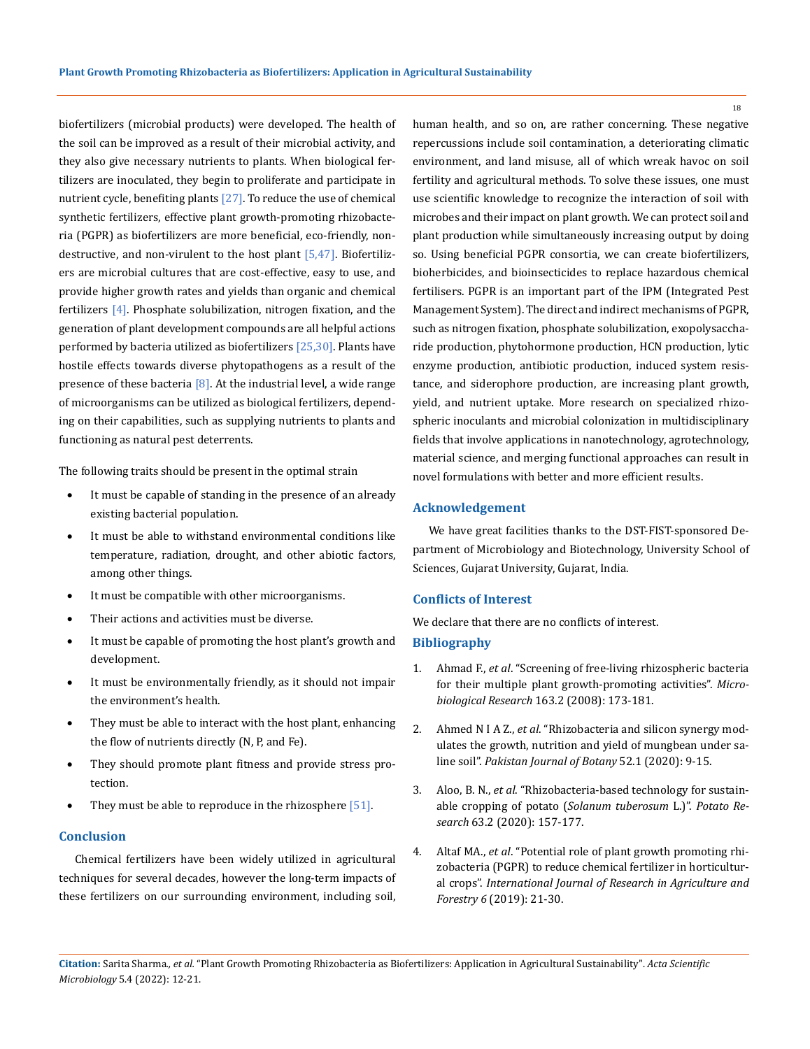biofertilizers (microbial products) were developed. The health of the soil can be improved as a result of their microbial activity, and they also give necessary nutrients to plants. When biological fertilizers are inoculated, they begin to proliferate and participate in nutrient cycle, benefiting plants [27]. To reduce the use of chemical synthetic fertilizers, effective plant growth-promoting rhizobacteria (PGPR) as biofertilizers are more beneficial, eco-friendly, non-destructive, and non-virulent to the host plant [5,47]. Biofertilizers are microbial cultures that are cost-effective, easy to use, and provide higher growth rates and yields than organic and chemical fertilizers [4]. Phosphate solubilization, nitrogen fixation, and the generation of plant development compounds are all helpful actions performed by bacteria utilized as biofertilizers [25,30]. Plants have hostile effects towards diverse phytopathogens as a result of the presence of these bacteria [8]. At the industrial level, a wide range of microorganisms can be utilized as biological fertilizers, depending on their capabilities, such as supplying nutrients to plants and functioning as natural pest deterrents.

The following traits should be present in the optimal strain

- It must be capable of standing in the presence of an already existing bacterial population.
- It must be able to withstand environmental conditions like temperature, radiation, drought, and other abiotic factors, among other things.
- It must be compatible with other microorganisms.
- Their actions and activities must be diverse.
- It must be capable of promoting the host plant's growth and development.
- It must be environmentally friendly, as it should not impair the environment's health.
- They must be able to interact with the host plant, enhancing the flow of nutrients directly (N, P, and Fe).
- They should promote plant fitness and provide stress protection.
- They must be able to reproduce in the rhizosphere [51].

## Conclusion

Chemical fertilizers have been widely utilized in agricultural techniques for several decades, however the long-term impacts of these fertilizers on our surrounding environment, including soil, human health, and so on, are rather concerning. These negative repercussions include soil contamination, a deteriorating climatic environment, and land misuse, all of which wreak havoc on soil fertility and agricultural methods. To solve these issues, one must use scientific knowledge to recognize the interaction of soil with microbes and their impact on plant growth. We can protect soil and plant production while simultaneously increasing output by doing so. Using beneficial PGPR consortia, we can create biofertilizers, bioherbicides, and bioinsecticides to replace hazardous chemical fertilisers. PGPR is an important part of the IPM (Integrated Pest Management System). The direct and indirect mechanisms of PGPR, such as nitrogen fixation, phosphate solubilization, exopolysaccharide production, phytohormone production, HCN production, lytic enzyme production, antibiotic production, induced system resistance, and siderophore production, are increasing plant growth, yield, and nutrient uptake. More research on specialized rhizospheric inoculants and microbial colonization in multidisciplinary fields that involve applications in nanotechnology, agrotechnology, material science, and merging functional approaches can result in novel formulations with better and more efficient results.

## Acknowledgement

We have great facilities thanks to the DST-FIST-sponsored Department of Microbiology and Biotechnology, University School of Sciences, Gujarat University, Gujarat, India.

## Conflicts of Interest

We declare that there are no conflicts of interest.

## Bibliography

1. Ahmad F., *et al*. "Screening of free-living rhizospheric bacteria for their multiple plant growth-promoting activities". *Microbiological Research* 163.2 (2008): 173-181.
2. Ahmed N I A Z., *et al*. "Rhizobacteria and silicon synergy modulates the growth, nutrition and yield of mungbean under saline soil". *Pakistan Journal of Botany* 52.1 (2020): 9-15.
3. Aloo, B. N., *et al*. "Rhizobacteria-based technology for sustainable cropping of potato (*Solanum tuberosum* L.)". *Potato Research* 63.2 (2020): 157-177.
4. Altaf MA., *et al*. "Potential role of plant growth promoting rhizobacteria (PGPR) to reduce chemical fertilizer in horticultural crops". *International Journal of Research in Agriculture and Forestry 6* (2019): 21-30.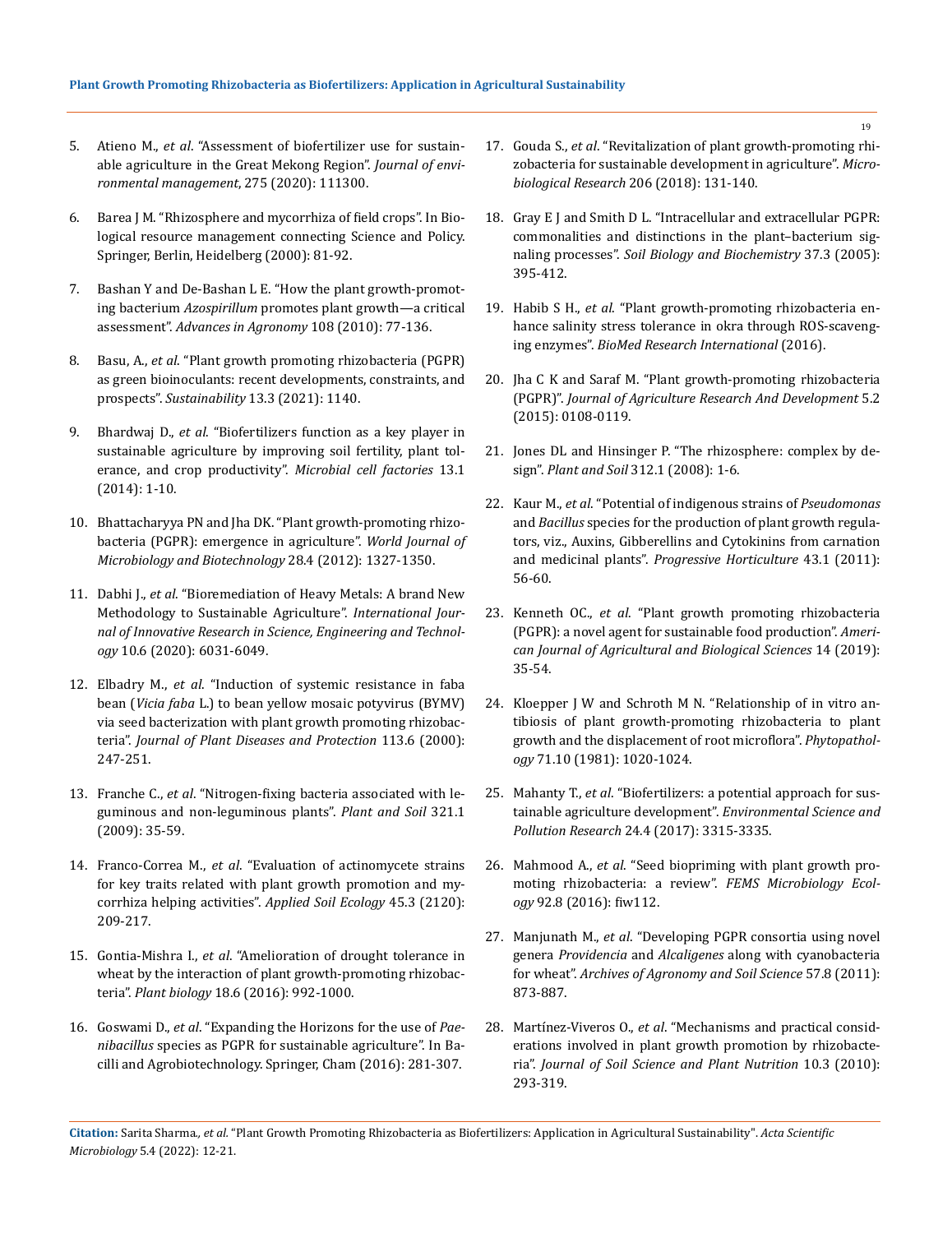5. Atieno M., *et al*. "Assessment of biofertilizer use for sustainable agriculture in the Great Mekong Region". *Journal of environmental management*, 275 (2020): 111300.

6. Barea J M. "Rhizosphere and mycorrhiza of field crops". In Biological resource management connecting Science and Policy. Springer, Berlin, Heidelberg (2000): 81-92.

7. Bashan Y and De-Bashan L E. "How the plant growth-promoting bacterium *Azospirillum* promotes plant growth—a critical assessment". *Advances in Agronomy* 108 (2010): 77-136.

8. Basu, A., *et al*. "Plant growth promoting rhizobacteria (PGPR) as green bioinoculants: recent developments, constraints, and prospects". *Sustainability* 13.3 (2021): 1140.

9. Bhardwaj D., *et al*. "Biofertilizers function as a key player in sustainable agriculture by improving soil fertility, plant tolerance, and crop productivity". *Microbial cell factories* 13.1 (2014): 1-10.

10. Bhattacharyya PN and Jha DK. "Plant growth-promoting rhizobacteria (PGPR): emergence in agriculture". *World Journal of Microbiology and Biotechnology* 28.4 (2012): 1327-1350.

11. Dabhi J., *et al*. "Bioremediation of Heavy Metals: A brand New Methodology to Sustainable Agriculture". *International Journal of Innovative Research in Science, Engineering and Technology* 10.6 (2020): 6031-6049.

12. Elbadry M., *et al*. "Induction of systemic resistance in faba bean (*Vicia faba* L.) to bean yellow mosaic potyvirus (BYMV) via seed bacterization with plant growth promoting rhizobacteria". *Journal of Plant Diseases and Protection* 113.6 (2000): 247-251.

13. Franche C., *et al*. "Nitrogen-fixing bacteria associated with leguminous and non-leguminous plants". *Plant and Soil* 321.1 (2009): 35-59.

14. Franco-Correa M., *et al*. "Evaluation of actinomycete strains for key traits related with plant growth promotion and mycorrhiza helping activities". *Applied Soil Ecology* 45.3 (2120): 209-217.

15. Gontia-Mishra I., *et al*. "Amelioration of drought tolerance in wheat by the interaction of plant growth-promoting rhizobacteria". *Plant biology* 18.6 (2016): 992-1000.

16. Goswami D., *et al*. "Expanding the Horizons for the use of *Paenibacillus* species as PGPR for sustainable agriculture". In Bacilli and Agrobiotechnology. Springer, Cham (2016): 281-307.

17. Gouda S., *et al*. "Revitalization of plant growth-promoting rhizobacteria for sustainable development in agriculture". *Microbiological Research* 206 (2018): 131-140.

18. Gray E J and Smith D L. "Intracellular and extracellular PGPR: commonalities and distinctions in the plant–bacterium signaling processes". *Soil Biology and Biochemistry* 37.3 (2005): 395-412.

19. Habib S H., *et al*. "Plant growth-promoting rhizobacteria enhance salinity stress tolerance in okra through ROS-scavenging enzymes". *BioMed Research International* (2016).

20. Jha C K and Saraf M. "Plant growth-promoting rhizobacteria (PGPR)". *Journal of Agriculture Research And Development* 5.2 (2015): 0108-0119.

21. Jones DL and Hinsinger P. "The rhizosphere: complex by design". *Plant and Soil* 312.1 (2008): 1-6.

22. Kaur M., *et al*. "Potential of indigenous strains of *Pseudomonas* and *Bacillus* species for the production of plant growth regulators, viz., Auxins, Gibberellins and Cytokinins from carnation and medicinal plants". *Progressive Horticulture* 43.1 (2011): 56-60.

23. Kenneth OC., *et al*. "Plant growth promoting rhizobacteria (PGPR): a novel agent for sustainable food production". *American Journal of Agricultural and Biological Sciences* 14 (2019): 35-54.

24. Kloepper J W and Schroth M N. "Relationship of in vitro antibiosis of plant growth-promoting rhizobacteria to plant growth and the displacement of root microflora". *Phytopathology* 71.10 (1981): 1020-1024.

25. Mahanty T., *et al*. "Biofertilizers: a potential approach for sustainable agriculture development". *Environmental Science and Pollution Research* 24.4 (2017): 3315-3335.

26. Mahmood A., *et al*. "Seed biopriming with plant growth promoting rhizobacteria: a review". *FEMS Microbiology Ecology* 92.8 (2016): fiw112.

27. Manjunath M., *et al*. "Developing PGPR consortia using novel genera *Providencia* and *Alcaligenes* along with cyanobacteria for wheat". *Archives of Agronomy and Soil Science* 57.8 (2011): 873-887.

28. Martínez-Viveros O., *et al*. "Mechanisms and practical considerations involved in plant growth promotion by rhizobacteria". *Journal of Soil Science and Plant Nutrition* 10.3 (2010): 293-319.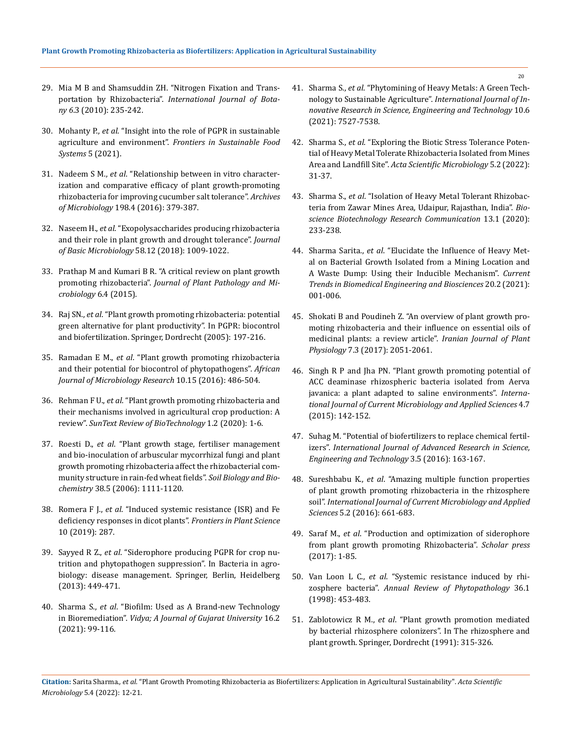29. Mia M B and Shamsuddin ZH. "Nitrogen Fixation and Transportation by Rhizobacteria". *International Journal of Botany* 6.3 (2010): 235-242.

30. Mohanty P., *et al*. "Insight into the role of PGPR in sustainable agriculture and environment". *Frontiers in Sustainable Food Systems* 5 (2021).

31. Nadeem S M., *et al*. "Relationship between in vitro characterization and comparative efficacy of plant growth-promoting rhizobacteria for improving cucumber salt tolerance". *Archives of Microbiology* 198.4 (2016): 379-387.

32. Naseem H., *et al*. "Exopolysaccharides producing rhizobacteria and their role in plant growth and drought tolerance". *Journal of Basic Microbiology* 58.12 (2018): 1009-1022.

33. Prathap M and Kumari B R. "A critical review on plant growth promoting rhizobacteria". *Journal of Plant Pathology and Microbiology* 6.4 (2015).

34. Raj SN., *et al*. "Plant growth promoting rhizobacteria: potential green alternative for plant productivity". In PGPR: biocontrol and biofertilization. Springer, Dordrecht (2005): 197-216.

35. Ramadan E M., *et al*. "Plant growth promoting rhizobacteria and their potential for biocontrol of phytopathogens". *African Journal of Microbiology Research* 10.15 (2016): 486-504.

36. Rehman F U., *et al*. "Plant growth promoting rhizobacteria and their mechanisms involved in agricultural crop production: A review". *SunText Review of BioTechnology* 1.2 (2020): 1-6.

37. Roesti D., *et al*. "Plant growth stage, fertiliser management and bio-inoculation of arbuscular mycorrhizal fungi and plant growth promoting rhizobacteria affect the rhizobacterial community structure in rain-fed wheat fields". *Soil Biology and Biochemistry* 38.5 (2006): 1111-1120.

38. Romera F J., *et al*. "Induced systemic resistance (ISR) and Fe deficiency responses in dicot plants". *Frontiers in Plant Science* 10 (2019): 287.

39. Sayyed R Z., *et al*. "Siderophore producing PGPR for crop nutrition and phytopathogen suppression". In Bacteria in agrobiology: disease management. Springer, Berlin, Heidelberg (2013): 449-471.

40. Sharma S., *et al*. "Biofilm: Used as A Brand-new Technology in Bioremediation". *Vidya; A Journal of Gujarat University* 16.2 (2021): 99-116.

41. Sharma S., *et al*. "Phytomining of Heavy Metals: A Green Technology to Sustainable Agriculture". *International Journal of Innovative Research in Science, Engineering and Technology* 10.6 (2021): 7527-7538.

42. Sharma S., *et al*. "Exploring the Biotic Stress Tolerance Potential of Heavy Metal Tolerate Rhizobacteria Isolated from Mines Area and Landfill Site". *Acta Scientific Microbiology* 5.2 (2022): 31-37.

43. Sharma S., *et al*. "Isolation of Heavy Metal Tolerant Rhizobacteria from Zawar Mines Area, Udaipur, Rajasthan, India". *Bioscience Biotechnology Research Communication* 13.1 (2020): 233-238.

44. Sharma Sarita., *et al*. "Elucidate the Influence of Heavy Metal on Bacterial Growth Isolated from a Mining Location and A Waste Dump: Using their Inducible Mechanism". *Current Trends in Biomedical Engineering and Biosciences* 20.2 (2021): 001-006.

45. Shokati B and Poudineh Z. "An overview of plant growth promoting rhizobacteria and their influence on essential oils of medicinal plants: a review article". *Iranian Journal of Plant Physiology* 7.3 (2017): 2051-2061.

46. Singh R P and Jha PN. "Plant growth promoting potential of ACC deaminase rhizospheric bacteria isolated from Aerva javanica: a plant adapted to saline environments". *International Journal of Current Microbiology and Applied Sciences* 4.7 (2015): 142-152.

47. Suhag M. "Potential of biofertilizers to replace chemical fertilizers". *International Journal of Advanced Research in Science, Engineering and Technology* 3.5 (2016): 163-167.

48. Sureshbabu K., *et al*. "Amazing multiple function properties of plant growth promoting rhizobacteria in the rhizosphere soil". *International Journal of Current Microbiology and Applied Sciences* 5.2 (2016): 661-683.

49. Saraf M., *et al*. "Production and optimization of siderophore from plant growth promoting Rhizobacteria". *Scholar press* (2017): 1-85.

50. Van Loon L C., *et al*. "Systemic resistance induced by rhizosphere bacteria". *Annual Review of Phytopathology* 36.1 (1998): 453-483.

51. Zablotowicz R M., *et al*. "Plant growth promotion mediated by bacterial rhizosphere colonizers". In The rhizosphere and plant growth. Springer, Dordrecht (1991): 315-326.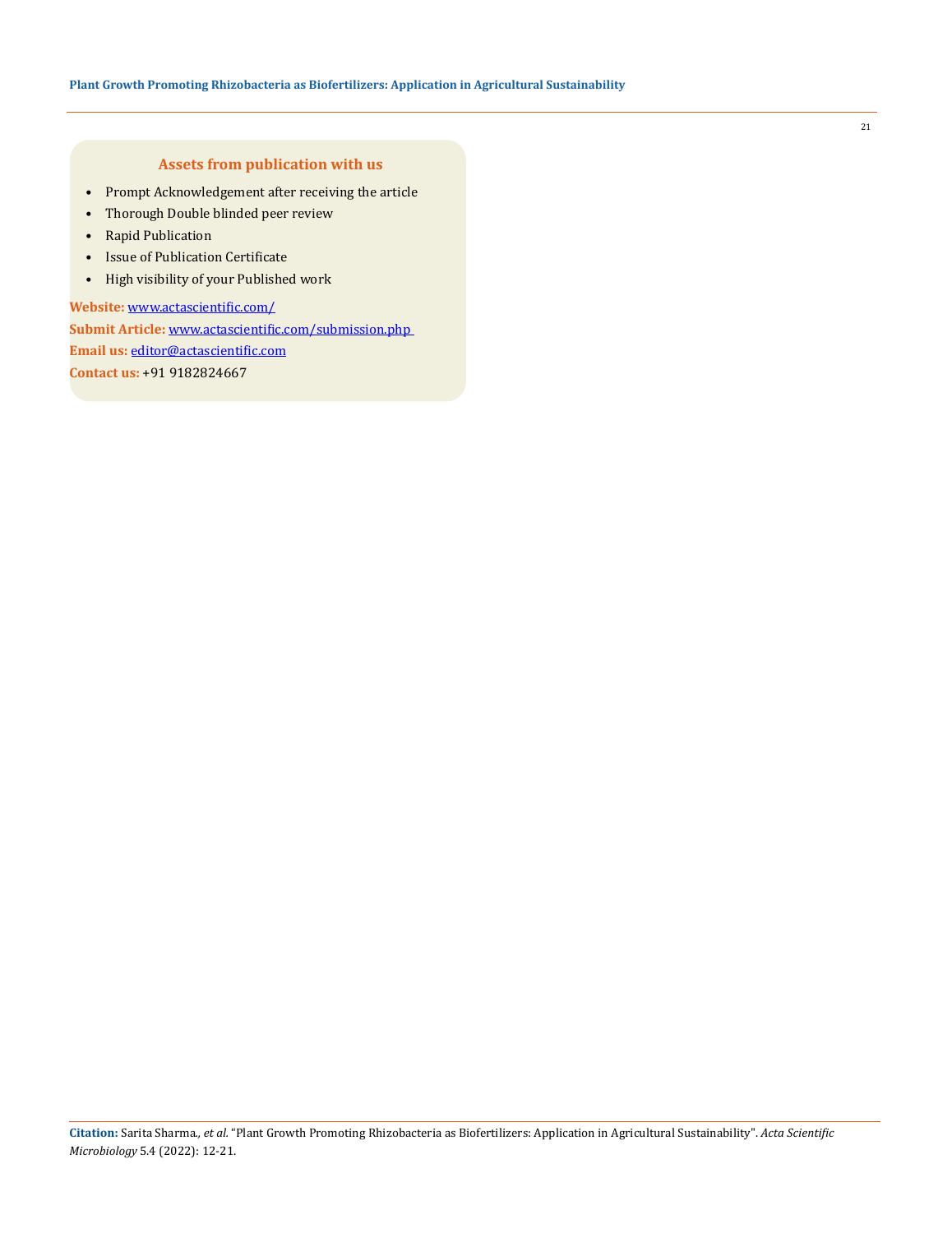### Assets from publication with us

- Prompt Acknowledgement after receiving the article
- Thorough Double blinded peer review
- Rapid Publication
- Issue of Publication Certificate
- High visibility of your Published work

**Website:** www.actascientific.com/

**Submit Article:** www.actascientific.com/submission.php

**Email us:** editor@actascientific.com

**Contact us:** +91 9182824667